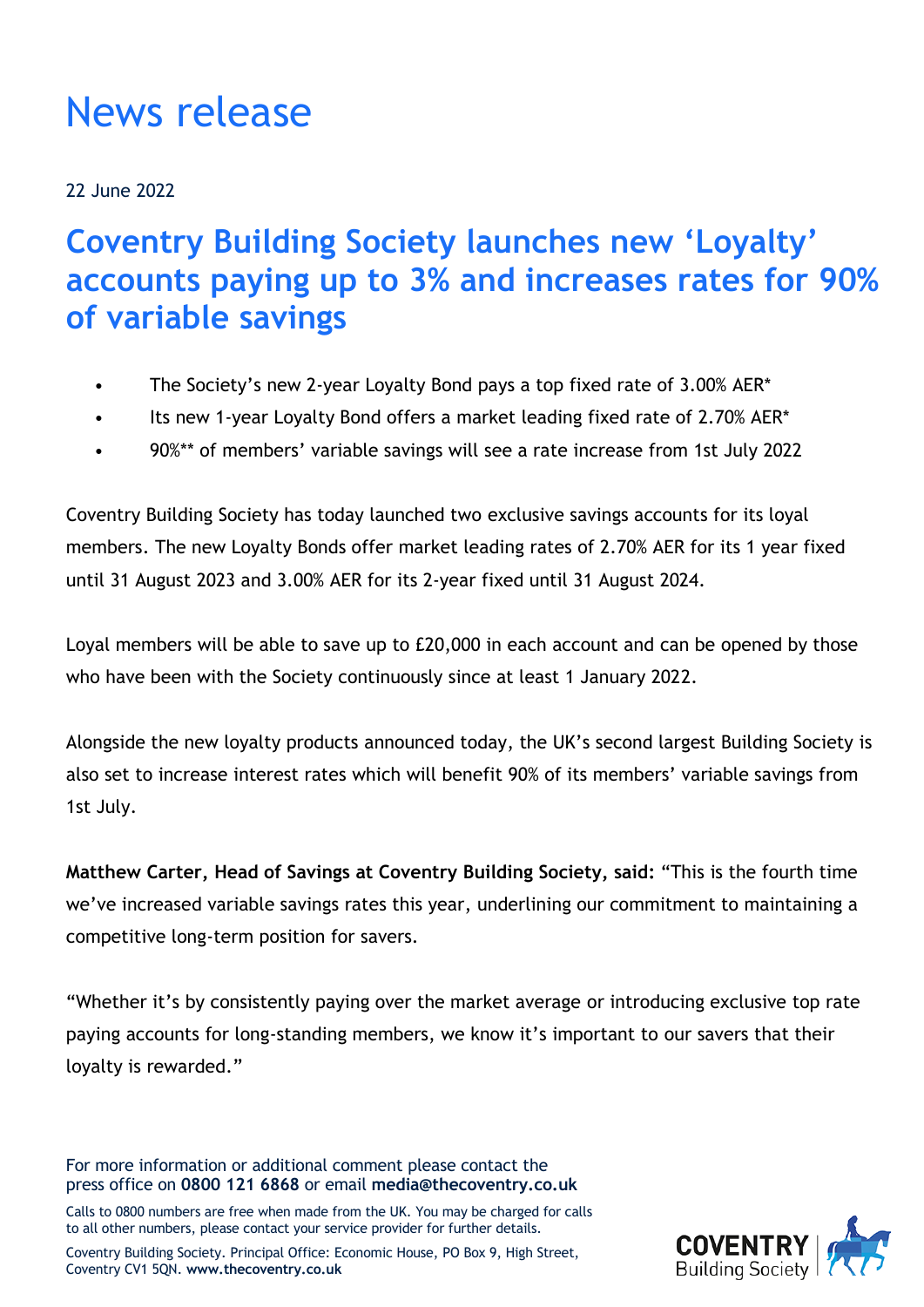# News release

22 June 2022

## Coventry Building Society launches new 'Loyalty' accounts paying up to 3% and increases rates for 90% of variable savings

- The Society's new 2-year Loyalty Bond pays a top fixed rate of 3.00% AER*
- Its new 1-year Loyalty Bond offers a market leading fixed rate of 2.70% AER*
- 90%** of members' variable savings will see a rate increase from 1st July 2022

Coventry Building Society has today launched two exclusive savings accounts for its loyal members. The new Loyalty Bonds offer market leading rates of 2.70% AER for its 1 year fixed until 31 August 2023 and 3.00% AER for its 2-year fixed until 31 August 2024.

Loyal members will be able to save up to £20,000 in each account and can be opened by those who have been with the Society continuously since at least 1 January 2022.

Alongside the new loyalty products announced today, the UK's second largest Building Society is also set to increase interest rates which will benefit 90% of its members' variable savings from 1st July.

**Matthew Carter, Head of Savings at Coventry Building Society, said:** "This is the fourth time we've increased variable savings rates this year, underlining our commitment to maintaining a competitive long-term position for savers.

"Whether it's by consistently paying over the market average or introducing exclusive top rate paying accounts for long-standing members, we know it's important to our savers that their loyalty is rewarded."

For more information or additional comment please contact the press office on **0800 121 6868** or email **media@thecoventry.co.uk**

Calls to 0800 numbers are free when made from the UK. You may be charged for calls to all other numbers, please contact your service provider for further details.

Coventry Building Society. Principal Office: Economic House, PO Box 9, High Street, Coventry CV1 5QN. **www.thecoventry.co.uk**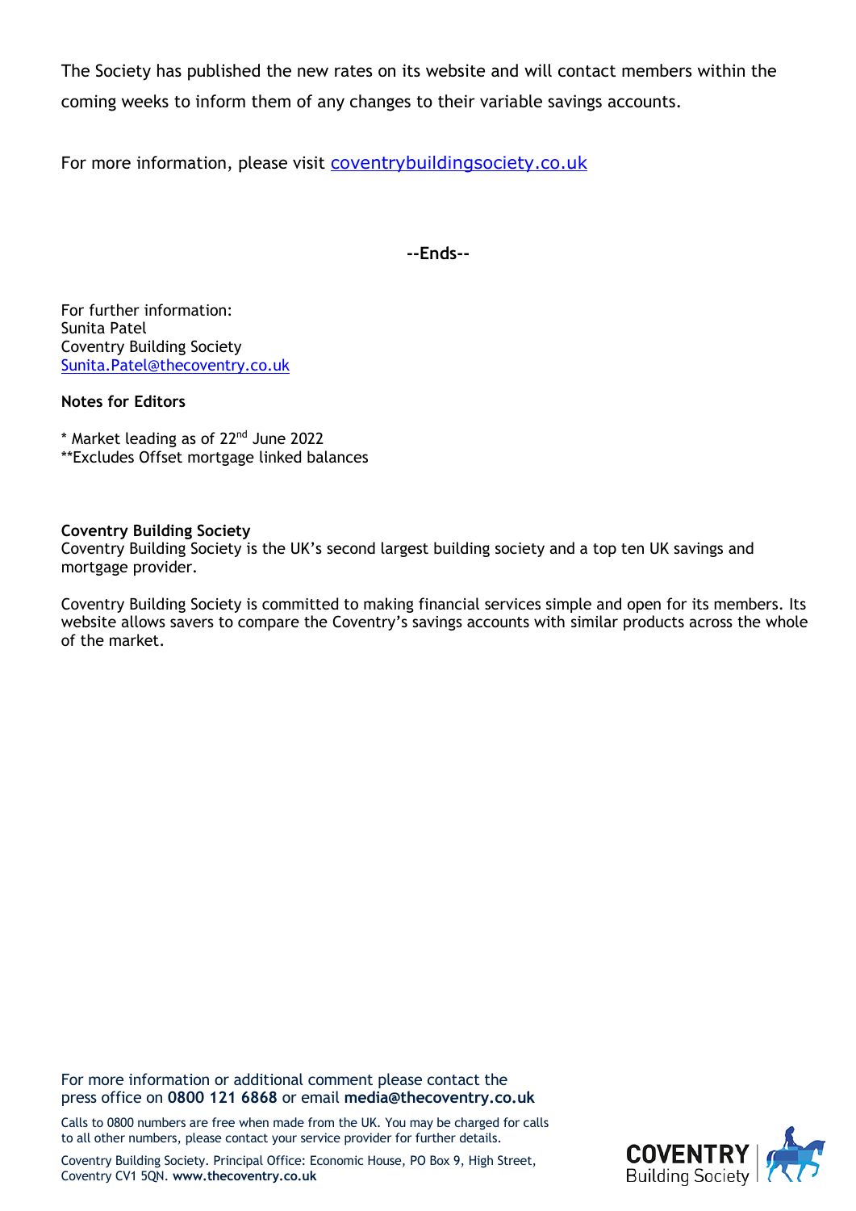The Society has published the new rates on its website and will contact members within the coming weeks to inform them of any changes to their variable savings accounts.

For more information, please visit [coventrybuildingsociety.co.uk](coventrybuildingsociety.co.uk)

**--Ends--**

For further information:
Sunita Patel
Coventry Building Society
Sunita.Patel@thecoventry.co.uk

**Notes for Editors**

* Market leading as of 22nd June 2022
**Excludes Offset mortgage linked balances

**Coventry Building Society**
Coventry Building Society is the UK's second largest building society and a top ten UK savings and mortgage provider.

Coventry Building Society is committed to making financial services simple and open for its members. Its website allows savers to compare the Coventry's savings accounts with similar products across the whole of the market.

For more information or additional comment please contact the press office on **0800 121 6868** or email **media@thecoventry.co.uk**

Calls to 0800 numbers are free when made from the UK. You may be charged for calls to all other numbers, please contact your service provider for further details.

Coventry Building Society. Principal Office: Economic House, PO Box 9, High Street, Coventry CV1 5QN. **www.thecoventry.co.uk**

COVENTRY Building Society